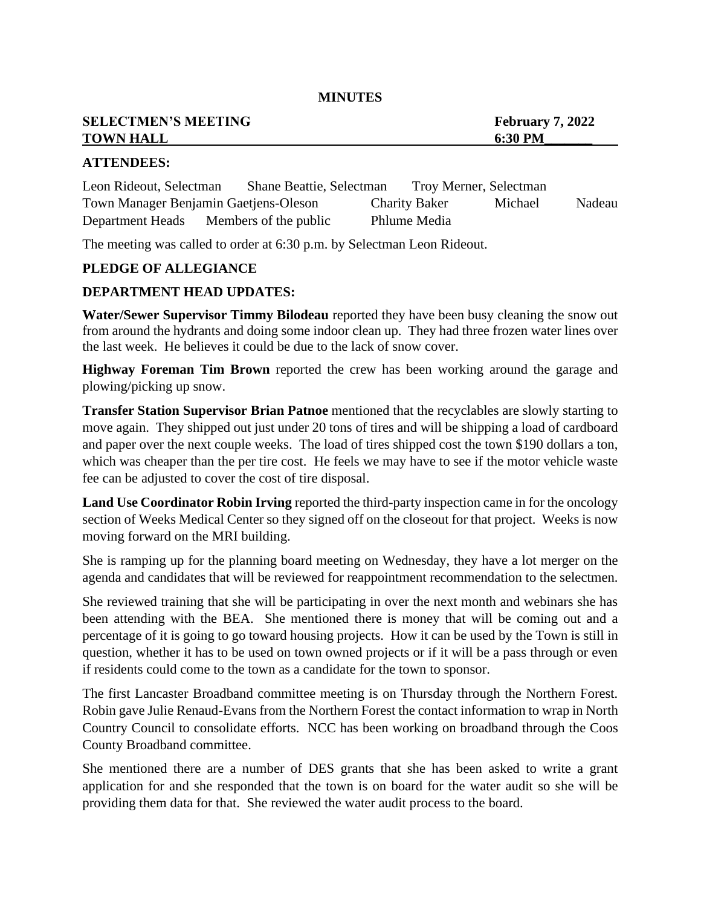**MINUTES**

**SELECTMEN'S MEETING** **February 7, 2022**
**TOWN HALL** **6:30 PM**

**ATTENDEES:**

Leon Rideout, Selectman Shane Beattie, Selectman Troy Merner, Selectman
Town Manager Benjamin Gaetjens-Oleson Charity Baker Michael Nadeau
Department Heads Members of the public Phlume Media

The meeting was called to order at 6:30 p.m. by Selectman Leon Rideout.

**PLEDGE OF ALLEGIANCE**

**DEPARTMENT HEAD UPDATES:**

**Water/Sewer Supervisor Timmy Bilodeau** reported they have been busy cleaning the snow out from around the hydrants and doing some indoor clean up. They had three frozen water lines over the last week. He believes it could be due to the lack of snow cover.

**Highway Foreman Tim Brown** reported the crew has been working around the garage and plowing/picking up snow.

**Transfer Station Supervisor Brian Patnoe** mentioned that the recyclables are slowly starting to move again. They shipped out just under 20 tons of tires and will be shipping a load of cardboard and paper over the next couple weeks. The load of tires shipped cost the town $190 dollars a ton, which was cheaper than the per tire cost. He feels we may have to see if the motor vehicle waste fee can be adjusted to cover the cost of tire disposal.

**Land Use Coordinator Robin Irving** reported the third-party inspection came in for the oncology section of Weeks Medical Center so they signed off on the closeout for that project. Weeks is now moving forward on the MRI building.

She is ramping up for the planning board meeting on Wednesday, they have a lot merger on the agenda and candidates that will be reviewed for reappointment recommendation to the selectmen.

She reviewed training that she will be participating in over the next month and webinars she has been attending with the BEA. She mentioned there is money that will be coming out and a percentage of it is going to go toward housing projects. How it can be used by the Town is still in question, whether it has to be used on town owned projects or if it will be a pass through or even if residents could come to the town as a candidate for the town to sponsor.

The first Lancaster Broadband committee meeting is on Thursday through the Northern Forest. Robin gave Julie Renaud-Evans from the Northern Forest the contact information to wrap in North Country Council to consolidate efforts. NCC has been working on broadband through the Coos County Broadband committee.

She mentioned there are a number of DES grants that she has been asked to write a grant application for and she responded that the town is on board for the water audit so she will be providing them data for that. She reviewed the water audit process to the board.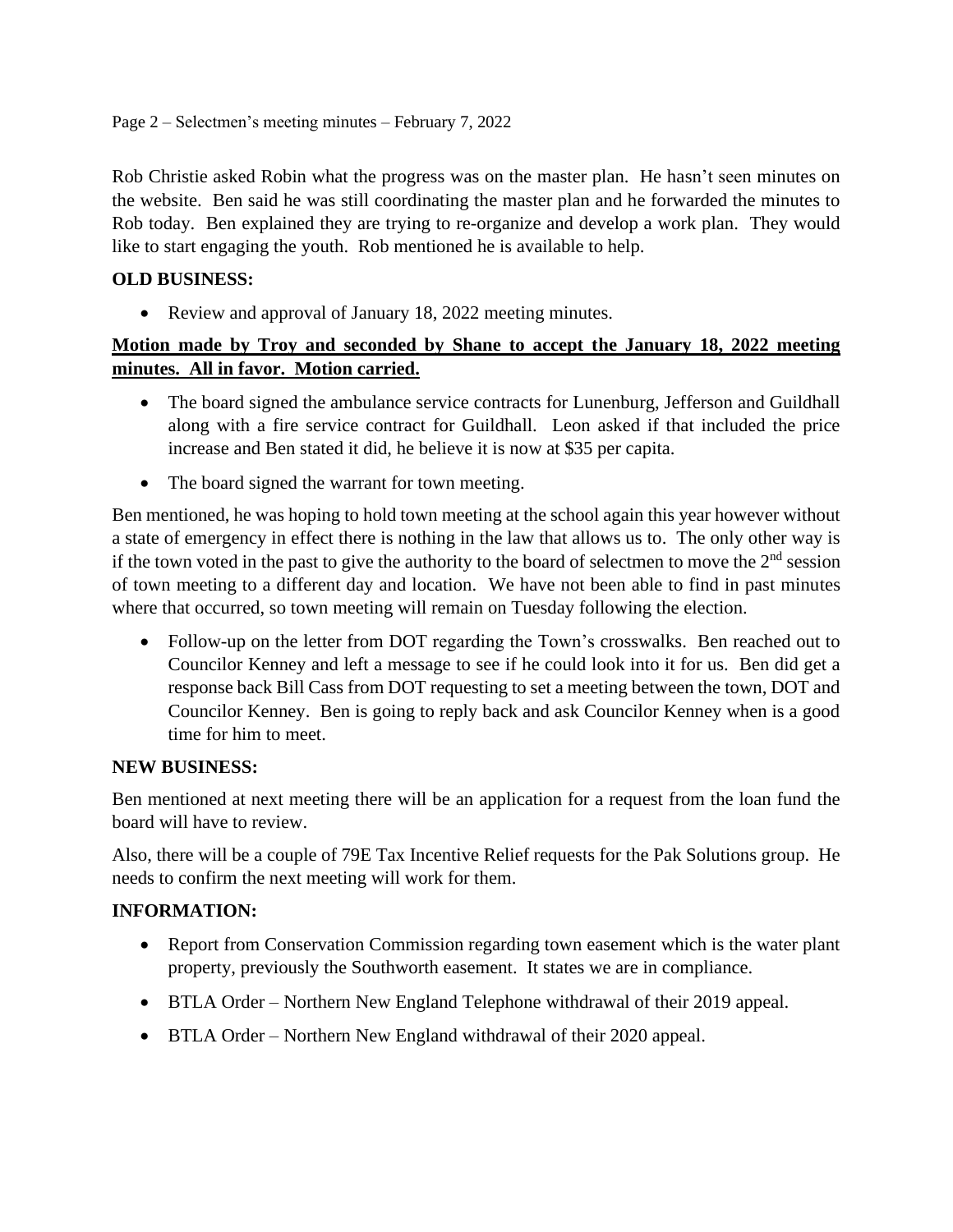Rob Christie asked Robin what the progress was on the master plan. He hasn't seen minutes on the website. Ben said he was still coordinating the master plan and he forwarded the minutes to Rob today. Ben explained they are trying to re-organize and develop a work plan. They would like to start engaging the youth. Rob mentioned he is available to help.

**OLD BUSINESS:**

- Review and approval of January 18, 2022 meeting minutes.

**Motion made by Troy and seconded by Shane to accept the January 18, 2022 meeting minutes. All in favor. Motion carried.**

- The board signed the ambulance service contracts for Lunenburg, Jefferson and Guildhall along with a fire service contract for Guildhall. Leon asked if that included the price increase and Ben stated it did, he believe it is now at $35 per capita.
- The board signed the warrant for town meeting.

Ben mentioned, he was hoping to hold town meeting at the school again this year however without a state of emergency in effect there is nothing in the law that allows us to. The only other way is if the town voted in the past to give the authority to the board of selectmen to move the 2nd session of town meeting to a different day and location. We have not been able to find in past minutes where that occurred, so town meeting will remain on Tuesday following the election.

- Follow-up on the letter from DOT regarding the Town's crosswalks. Ben reached out to Councilor Kenney and left a message to see if he could look into it for us. Ben did get a response back Bill Cass from DOT requesting to set a meeting between the town, DOT and Councilor Kenney. Ben is going to reply back and ask Councilor Kenney when is a good time for him to meet.

**NEW BUSINESS:**

Ben mentioned at next meeting there will be an application for a request from the loan fund the board will have to review.

Also, there will be a couple of 79E Tax Incentive Relief requests for the Pak Solutions group. He needs to confirm the next meeting will work for them.

**INFORMATION:**

- Report from Conservation Commission regarding town easement which is the water plant property, previously the Southworth easement. It states we are in compliance.
- BTLA Order – Northern New England Telephone withdrawal of their 2019 appeal.
- BTLA Order – Northern New England withdrawal of their 2020 appeal.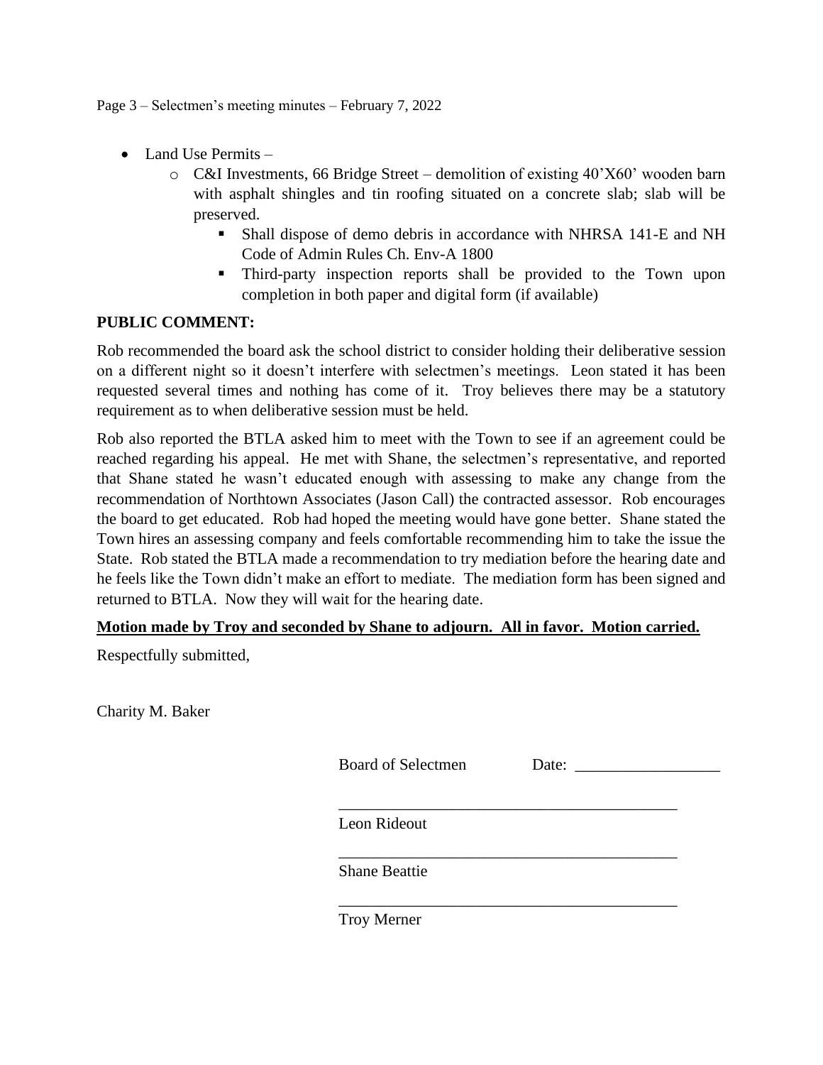- Land Use Permits –
  - C&I Investments, 66 Bridge Street – demolition of existing 40’X60’ wooden barn with asphalt shingles and tin roofing situated on a concrete slab; slab will be preserved.
    - Shall dispose of demo debris in accordance with NHRSA 141-E and NH Code of Admin Rules Ch. Env-A 1800
    - Third-party inspection reports shall be provided to the Town upon completion in both paper and digital form (if available)

**PUBLIC COMMENT:**

Rob recommended the board ask the school district to consider holding their deliberative session on a different night so it doesn’t interfere with selectmen’s meetings. Leon stated it has been requested several times and nothing has come of it. Troy believes there may be a statutory requirement as to when deliberative session must be held.

Rob also reported the BTLA asked him to meet with the Town to see if an agreement could be reached regarding his appeal. He met with Shane, the selectmen’s representative, and reported that Shane stated he wasn’t educated enough with assessing to make any change from the recommendation of Northtown Associates (Jason Call) the contracted assessor. Rob encourages the board to get educated. Rob had hoped the meeting would have gone better. Shane stated the Town hires an assessing company and feels comfortable recommending him to take the issue the State. Rob stated the BTLA made a recommendation to try mediation before the hearing date and he feels like the Town didn’t make an effort to mediate. The mediation form has been signed and returned to BTLA. Now they will wait for the hearing date.

**Motion made by Troy and seconded by Shane to adjourn. All in favor. Motion carried.**

Respectfully submitted,

Charity M. Baker

Board of Selectmen Date: __________________

_____________________________________________
Leon Rideout

_____________________________________________
Shane Beattie

_____________________________________________
Troy Merner